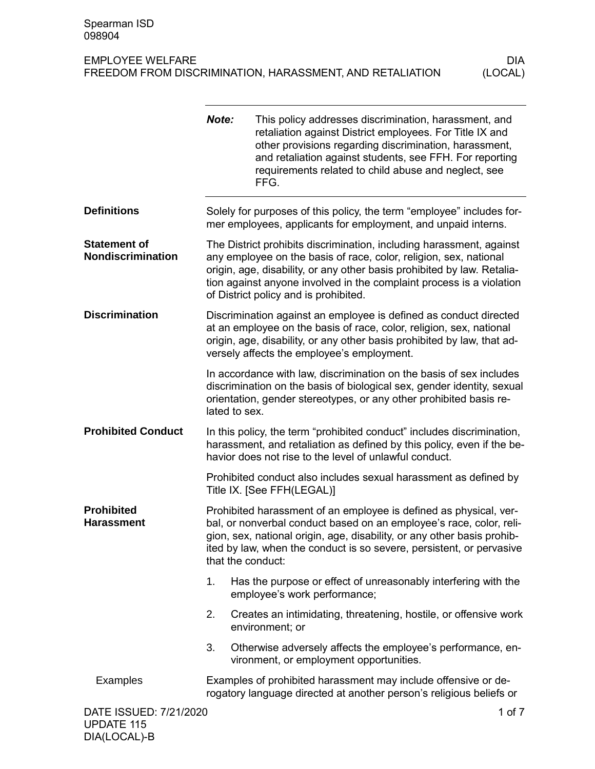Spearman ISD
098904

EMPLOYEE WELFARE
FREEDOM FROM DISCRIMINATION, HARASSMENT, AND RETALIATION

DIA (LOCAL)

**Note:** This policy addresses discrimination, harassment, and retaliation against District employees. For Title IX and other provisions regarding discrimination, harassment, and retaliation against students, see FFH. For reporting requirements related to child abuse and neglect, see FFG.

## Definitions

Solely for purposes of this policy, the term "employee" includes former employees, applicants for employment, and unpaid interns.

## Statement of Nondiscrimination

The District prohibits discrimination, including harassment, against any employee on the basis of race, color, religion, sex, national origin, age, disability, or any other basis prohibited by law. Retaliation against anyone involved in the complaint process is a violation of District policy and is prohibited.

## Discrimination

Discrimination against an employee is defined as conduct directed at an employee on the basis of race, color, religion, sex, national origin, age, disability, or any other basis prohibited by law, that adversely affects the employee's employment.

In accordance with law, discrimination on the basis of sex includes discrimination on the basis of biological sex, gender identity, sexual orientation, gender stereotypes, or any other prohibited basis related to sex.

## Prohibited Conduct

In this policy, the term "prohibited conduct" includes discrimination, harassment, and retaliation as defined by this policy, even if the behavior does not rise to the level of unlawful conduct.

Prohibited conduct also includes sexual harassment as defined by Title IX. [See FFH(LEGAL)]

## Prohibited Harassment

Prohibited harassment of an employee is defined as physical, verbal, or nonverbal conduct based on an employee's race, color, religion, sex, national origin, age, disability, or any other basis prohibited by law, when the conduct is so severe, persistent, or pervasive that the conduct:

1. Has the purpose or effect of unreasonably interfering with the employee's work performance;
2. Creates an intimidating, threatening, hostile, or offensive work environment; or
3. Otherwise adversely affects the employee's performance, environment, or employment opportunities.

### Examples

Examples of prohibited harassment may include offensive or derogatory language directed at another person's religious beliefs or

DATE ISSUED: 7/21/2020
UPDATE 115
DIA(LOCAL)-B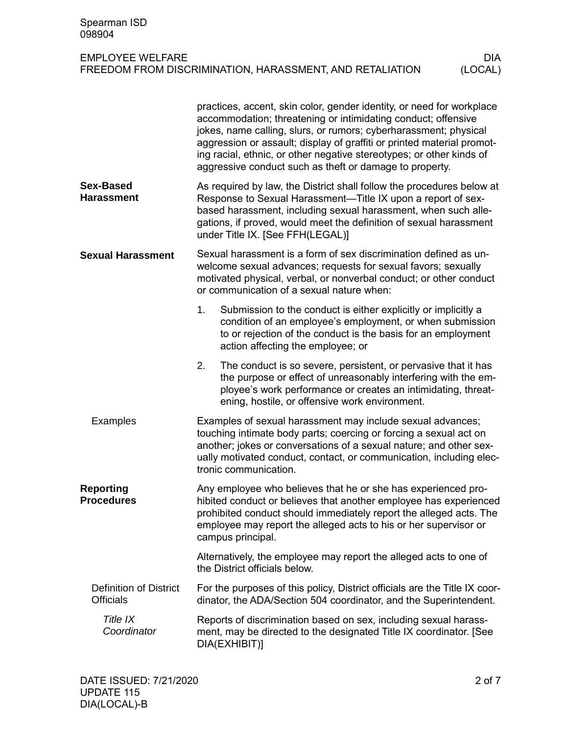practices, accent, skin color, gender identity, or need for workplace accommodation; threatening or intimidating conduct; offensive jokes, name calling, slurs, or rumors; cyberharassment; physical aggression or assault; display of graffiti or printed material promoting racial, ethnic, or other negative stereotypes; or other kinds of aggressive conduct such as theft or damage to property.

## Sex-Based Harassment

As required by law, the District shall follow the procedures below at Response to Sexual Harassment—Title IX upon a report of sex-based harassment, including sexual harassment, when such allegations, if proved, would meet the definition of sexual harassment under Title IX. [See FFH(LEGAL)]

## Sexual Harassment

Sexual harassment is a form of sex discrimination defined as unwelcome sexual advances; requests for sexual favors; sexually motivated physical, verbal, or nonverbal conduct; or other conduct or communication of a sexual nature when:

1. Submission to the conduct is either explicitly or implicitly a condition of an employee's employment, or when submission to or rejection of the conduct is the basis for an employment action affecting the employee; or
2. The conduct is so severe, persistent, or pervasive that it has the purpose or effect of unreasonably interfering with the employee's work performance or creates an intimidating, threatening, hostile, or offensive work environment.

### Examples

Examples of sexual harassment may include sexual advances; touching intimate body parts; coercing or forcing a sexual act on another; jokes or conversations of a sexual nature; and other sexually motivated conduct, contact, or communication, including electronic communication.

## Reporting Procedures

Any employee who believes that he or she has experienced prohibited conduct or believes that another employee has experienced prohibited conduct should immediately report the alleged acts. The employee may report the alleged acts to his or her supervisor or campus principal.

Alternatively, the employee may report the alleged acts to one of the District officials below.

### Definition of District Officials

For the purposes of this policy, District officials are the Title IX coordinator, the ADA/Section 504 coordinator, and the Superintendent.

#### *Title IX Coordinator*

Reports of discrimination based on sex, including sexual harassment, may be directed to the designated Title IX coordinator. [See DIA(EXHIBIT)]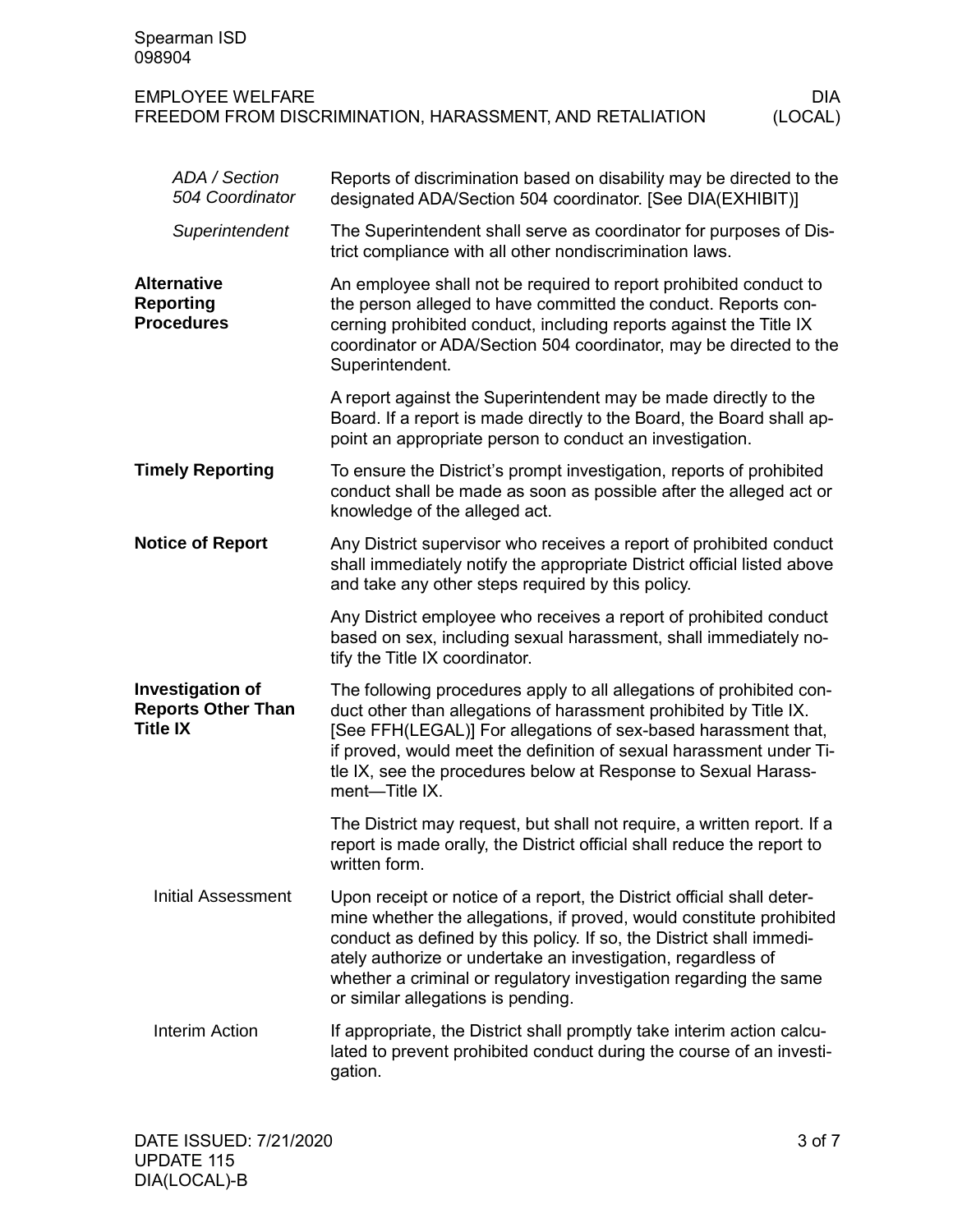#### *ADA / Section 504 Coordinator*

Reports of discrimination based on disability may be directed to the designated ADA/Section 504 coordinator. [See DIA(EXHIBIT)]

#### *Superintendent*

The Superintendent shall serve as coordinator for purposes of District compliance with all other nondiscrimination laws.

## Alternative Reporting Procedures

An employee shall not be required to report prohibited conduct to the person alleged to have committed the conduct. Reports concerning prohibited conduct, including reports against the Title IX coordinator or ADA/Section 504 coordinator, may be directed to the Superintendent.

A report against the Superintendent may be made directly to the Board. If a report is made directly to the Board, the Board shall appoint an appropriate person to conduct an investigation.

## Timely Reporting

To ensure the District's prompt investigation, reports of prohibited conduct shall be made as soon as possible after the alleged act or knowledge of the alleged act.

## Notice of Report

Any District supervisor who receives a report of prohibited conduct shall immediately notify the appropriate District official listed above and take any other steps required by this policy.

Any District employee who receives a report of prohibited conduct based on sex, including sexual harassment, shall immediately notify the Title IX coordinator.

## Investigation of Reports Other Than Title IX

The following procedures apply to all allegations of prohibited conduct other than allegations of harassment prohibited by Title IX. [See FFH(LEGAL)] For allegations of sex-based harassment that, if proved, would meet the definition of sexual harassment under Title IX, see the procedures below at Response to Sexual Harassment—Title IX.

The District may request, but shall not require, a written report. If a report is made orally, the District official shall reduce the report to written form.

### Initial Assessment

Upon receipt or notice of a report, the District official shall determine whether the allegations, if proved, would constitute prohibited conduct as defined by this policy. If so, the District shall immediately authorize or undertake an investigation, regardless of whether a criminal or regulatory investigation regarding the same or similar allegations is pending.

### Interim Action

If appropriate, the District shall promptly take interim action calculated to prevent prohibited conduct during the course of an investigation.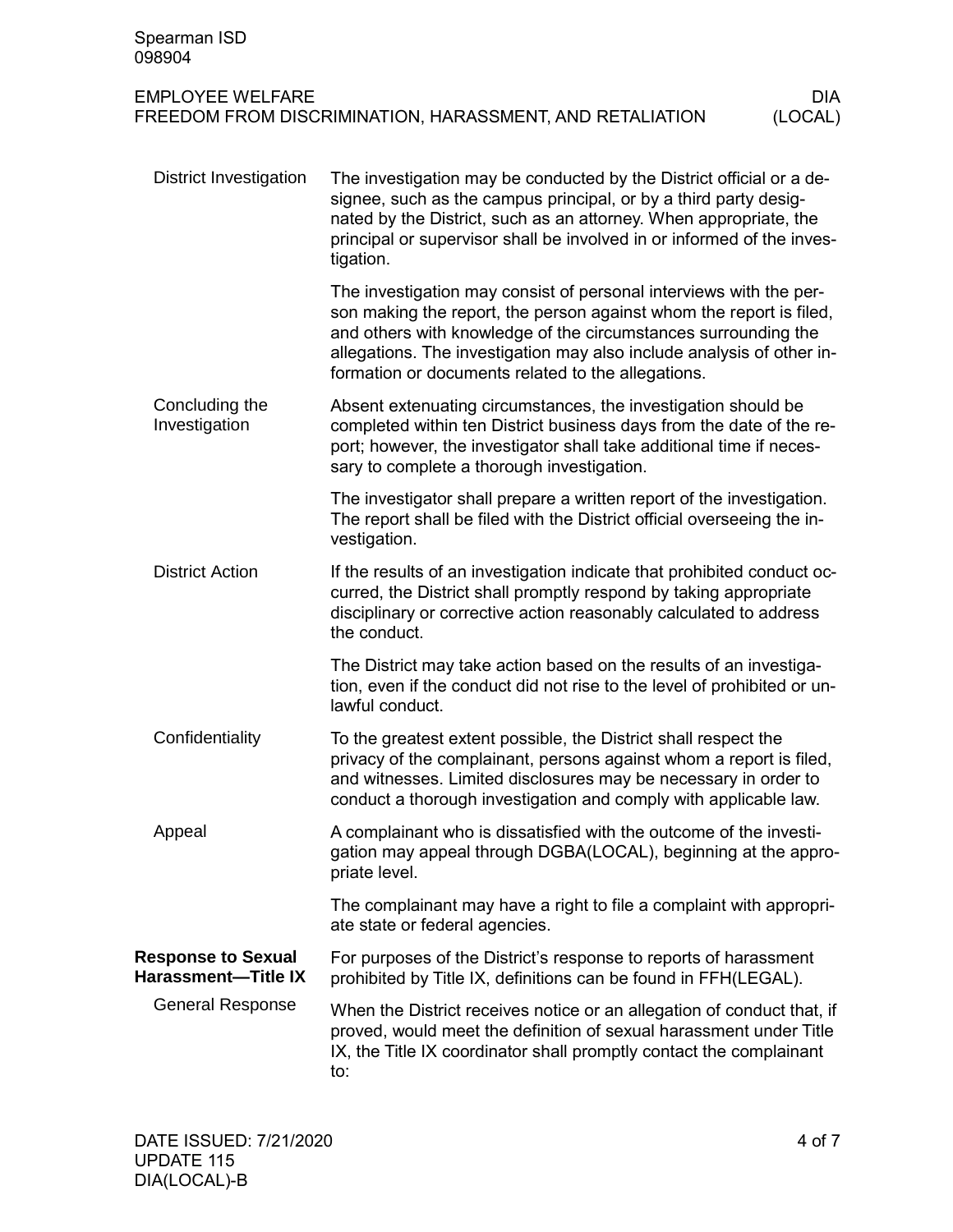#### District Investigation

The investigation may be conducted by the District official or a designee, such as the campus principal, or by a third party designated by the District, such as an attorney. When appropriate, the principal or supervisor shall be involved in or informed of the investigation.

The investigation may consist of personal interviews with the person making the report, the person against whom the report is filed, and others with knowledge of the circumstances surrounding the allegations. The investigation may also include analysis of other information or documents related to the allegations.

#### Concluding the Investigation

Absent extenuating circumstances, the investigation should be completed within ten District business days from the date of the report; however, the investigator shall take additional time if necessary to complete a thorough investigation.

The investigator shall prepare a written report of the investigation. The report shall be filed with the District official overseeing the investigation.

#### District Action

If the results of an investigation indicate that prohibited conduct occurred, the District shall promptly respond by taking appropriate disciplinary or corrective action reasonably calculated to address the conduct.

The District may take action based on the results of an investigation, even if the conduct did not rise to the level of prohibited or unlawful conduct.

#### Confidentiality

To the greatest extent possible, the District shall respect the privacy of the complainant, persons against whom a report is filed, and witnesses. Limited disclosures may be necessary in order to conduct a thorough investigation and comply with applicable law.

#### Appeal

A complainant who is dissatisfied with the outcome of the investigation may appeal through DGBA(LOCAL), beginning at the appropriate level.

The complainant may have a right to file a complaint with appropriate state or federal agencies.

### Response to Sexual Harassment—Title IX

For purposes of the District's response to reports of harassment prohibited by Title IX, definitions can be found in FFH(LEGAL).

#### General Response

When the District receives notice or an allegation of conduct that, if proved, would meet the definition of sexual harassment under Title IX, the Title IX coordinator shall promptly contact the complainant to: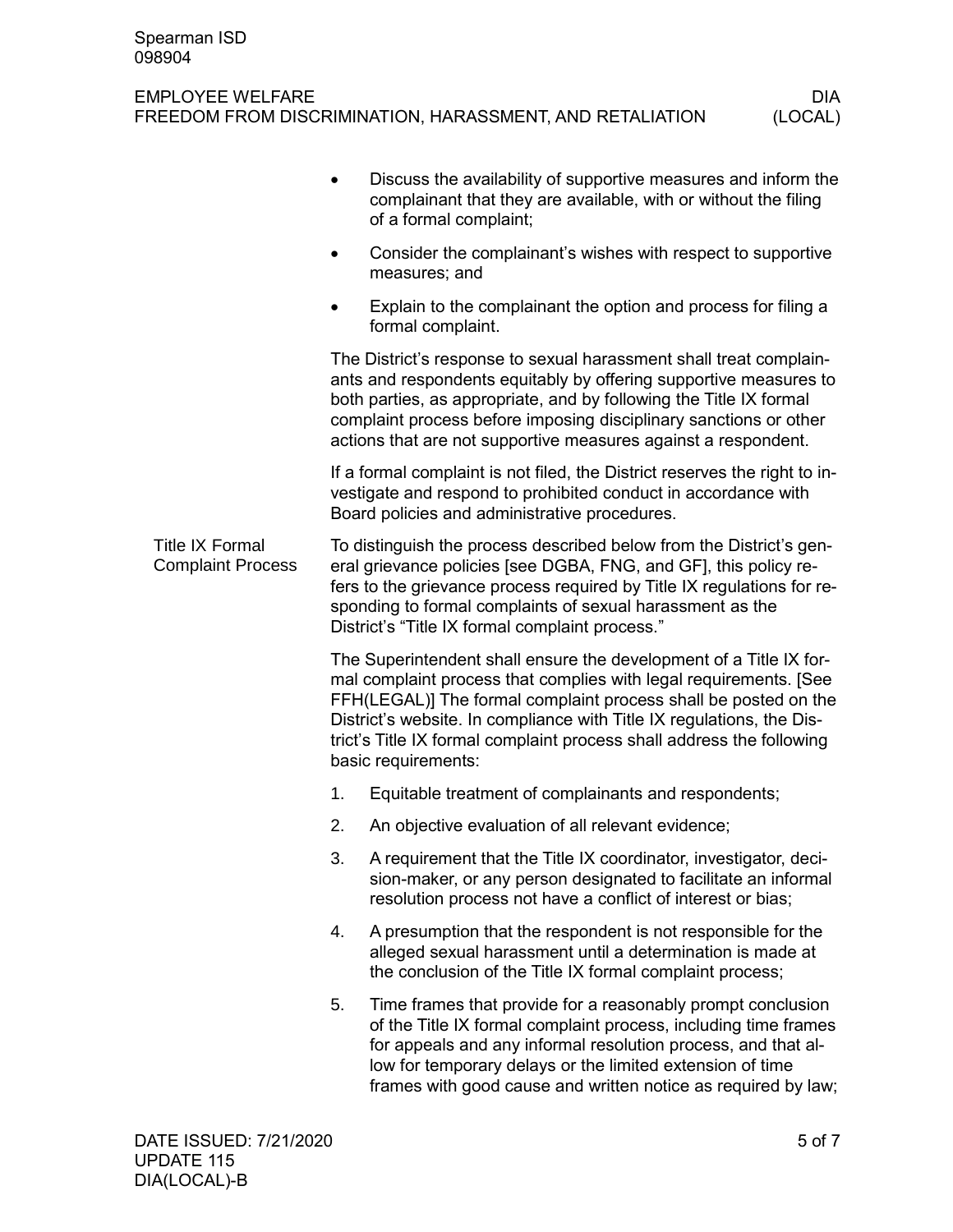- Discuss the availability of supportive measures and inform the complainant that they are available, with or without the filing of a formal complaint;
- Consider the complainant's wishes with respect to supportive measures; and
- Explain to the complainant the option and process for filing a formal complaint.

The District's response to sexual harassment shall treat complainants and respondents equitably by offering supportive measures to both parties, as appropriate, and by following the Title IX formal complaint process before imposing disciplinary sanctions or other actions that are not supportive measures against a respondent.

If a formal complaint is not filed, the District reserves the right to investigate and respond to prohibited conduct in accordance with Board policies and administrative procedures.

## Title IX Formal Complaint Process

To distinguish the process described below from the District's general grievance policies [see DGBA, FNG, and GF], this policy refers to the grievance process required by Title IX regulations for responding to formal complaints of sexual harassment as the District's "Title IX formal complaint process."

The Superintendent shall ensure the development of a Title IX formal complaint process that complies with legal requirements. [See FFH(LEGAL)] The formal complaint process shall be posted on the District's website. In compliance with Title IX regulations, the District's Title IX formal complaint process shall address the following basic requirements:

1. Equitable treatment of complainants and respondents;
2. An objective evaluation of all relevant evidence;
3. A requirement that the Title IX coordinator, investigator, decision-maker, or any person designated to facilitate an informal resolution process not have a conflict of interest or bias;
4. A presumption that the respondent is not responsible for the alleged sexual harassment until a determination is made at the conclusion of the Title IX formal complaint process;
5. Time frames that provide for a reasonably prompt conclusion of the Title IX formal complaint process, including time frames for appeals and any informal resolution process, and that allow for temporary delays or the limited extension of time frames with good cause and written notice as required by law;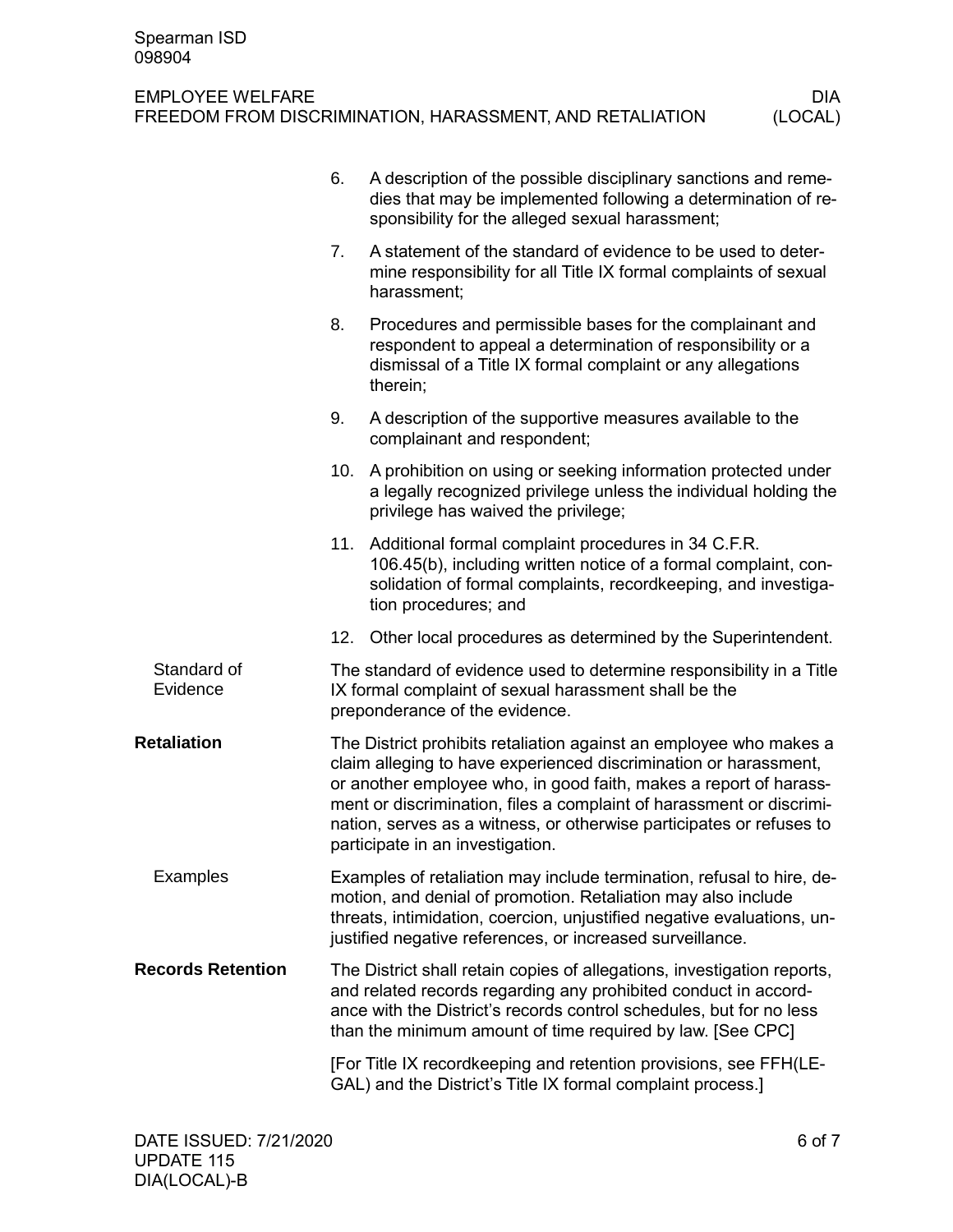6. A description of the possible disciplinary sanctions and remedies that may be implemented following a determination of responsibility for the alleged sexual harassment;
7. A statement of the standard of evidence to be used to determine responsibility for all Title IX formal complaints of sexual harassment;
8. Procedures and permissible bases for the complainant and respondent to appeal a determination of responsibility or a dismissal of a Title IX formal complaint or any allegations therein;
9. A description of the supportive measures available to the complainant and respondent;
10. A prohibition on using or seeking information protected under a legally recognized privilege unless the individual holding the privilege has waived the privilege;
11. Additional formal complaint procedures in 34 C.F.R. 106.45(b), including written notice of a formal complaint, consolidation of formal complaints, recordkeeping, and investigation procedures; and
12. Other local procedures as determined by the Superintendent.

### Standard of Evidence

The standard of evidence used to determine responsibility in a Title IX formal complaint of sexual harassment shall be the preponderance of the evidence.

## Retaliation

The District prohibits retaliation against an employee who makes a claim alleging to have experienced discrimination or harassment, or another employee who, in good faith, makes a report of harassment or discrimination, files a complaint of harassment or discrimination, serves as a witness, or otherwise participates or refuses to participate in an investigation.

### Examples

Examples of retaliation may include termination, refusal to hire, demotion, and denial of promotion. Retaliation may also include threats, intimidation, coercion, unjustified negative evaluations, unjustified negative references, or increased surveillance.

## Records Retention

The District shall retain copies of allegations, investigation reports, and related records regarding any prohibited conduct in accordance with the District's records control schedules, but for no less than the minimum amount of time required by law. [See CPC]

[For Title IX recordkeeping and retention provisions, see FFH(LEGAL) and the District's Title IX formal complaint process.]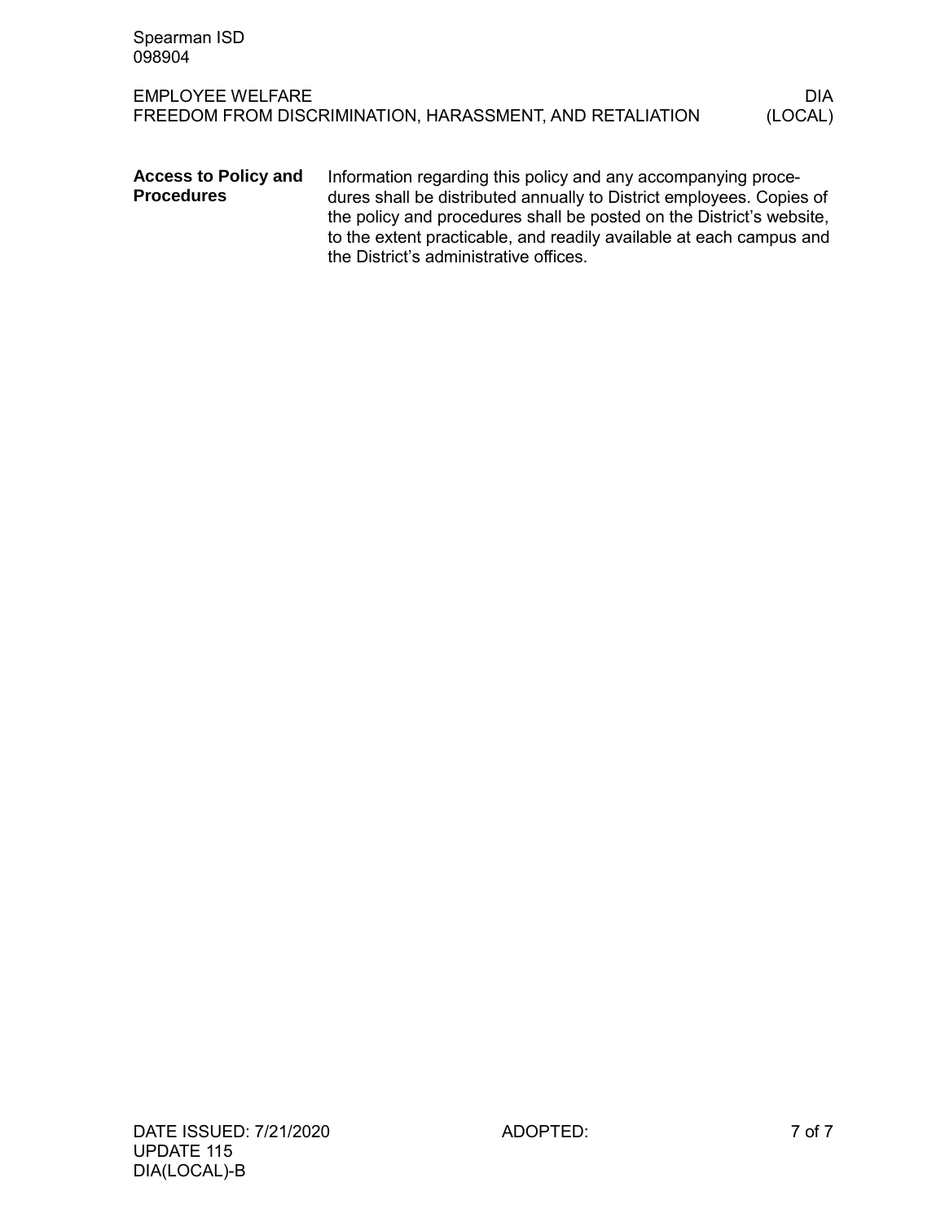### Access to Policy and Procedures

Information regarding this policy and any accompanying procedures shall be distributed annually to District employees. Copies of the policy and procedures shall be posted on the District's website, to the extent practicable, and readily available at each campus and the District's administrative offices.